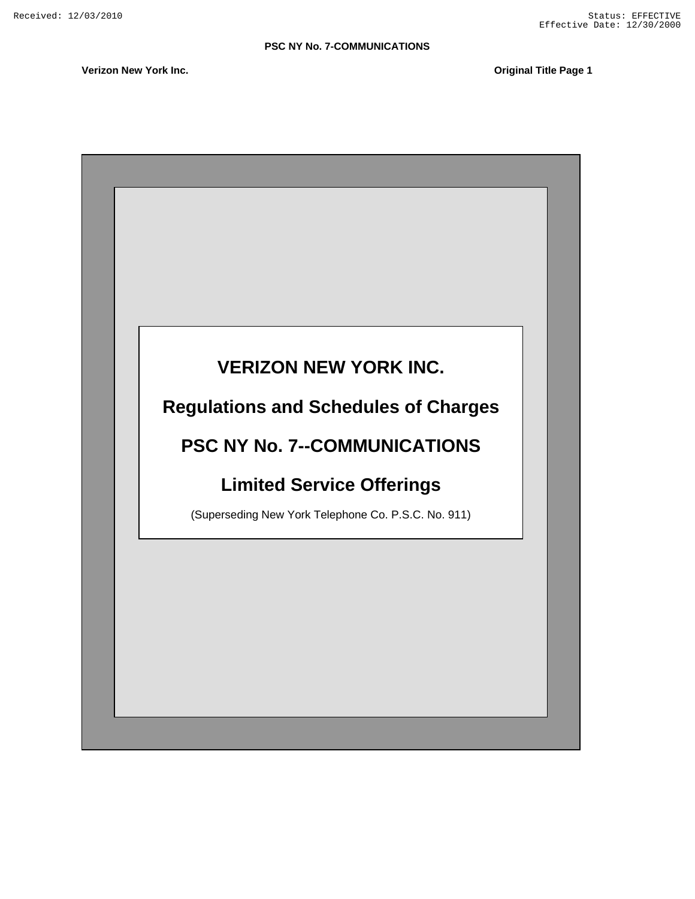Verizon New York Inc.

Original Title Page 1

# VERIZON NEW YORK INC.

# Regulations and Schedules of Charges

# PSC NY No. 7--COMMUNICATIONS

# Limited Service Offerings

(Superseding New York Telephone Co. P.S.C. No. 911)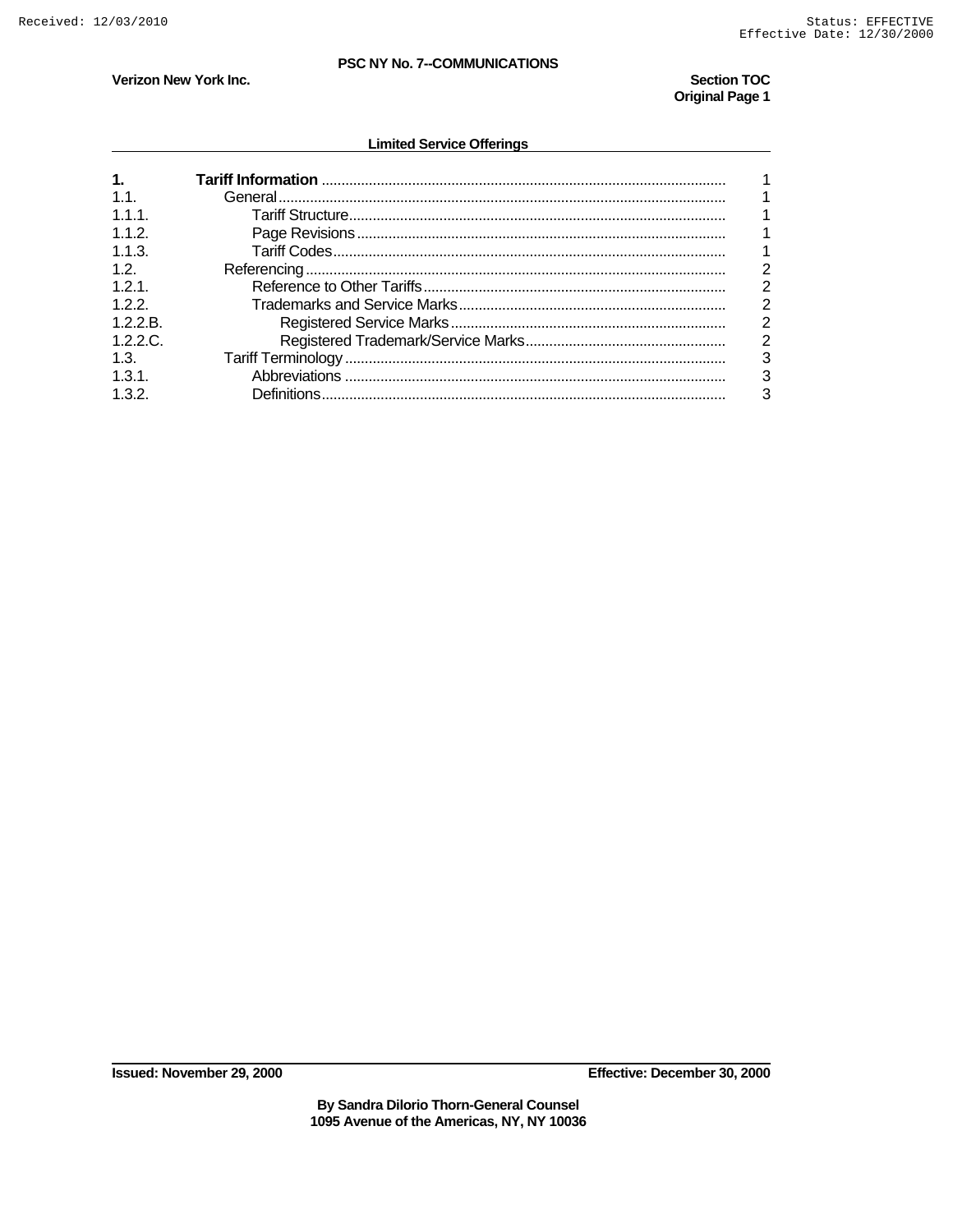**PSC NY No. 7--COMMUNICATIONS**

**Verizon New York Inc.**

**Section TOC**
**Original Page 1**

**Limited Service Offerings**

| | | |
|---|---|---|
| **1.** | **Tariff Information** | 1 |
| 1.1. | General | 1 |
| 1.1.1. | Tariff Structure | 1 |
| 1.1.2. | Page Revisions | 1 |
| 1.1.3. | Tariff Codes | 1 |
| 1.2. | Referencing | 2 |
| 1.2.1. | Reference to Other Tariffs | 2 |
| 1.2.2. | Trademarks and Service Marks | 2 |
| 1.2.2.B. | Registered Service Marks | 2 |
| 1.2.2.C. | Registered Trademark/Service Marks | 2 |
| 1.3. | Tariff Terminology | 3 |
| 1.3.1. | Abbreviations | 3 |
| 1.3.2. | Definitions | 3 |

**Issued: November 29, 2000** **Effective: December 30, 2000**

**By Sandra Dilorio Thorn-General Counsel**
**1095 Avenue of the Americas, NY, NY 10036**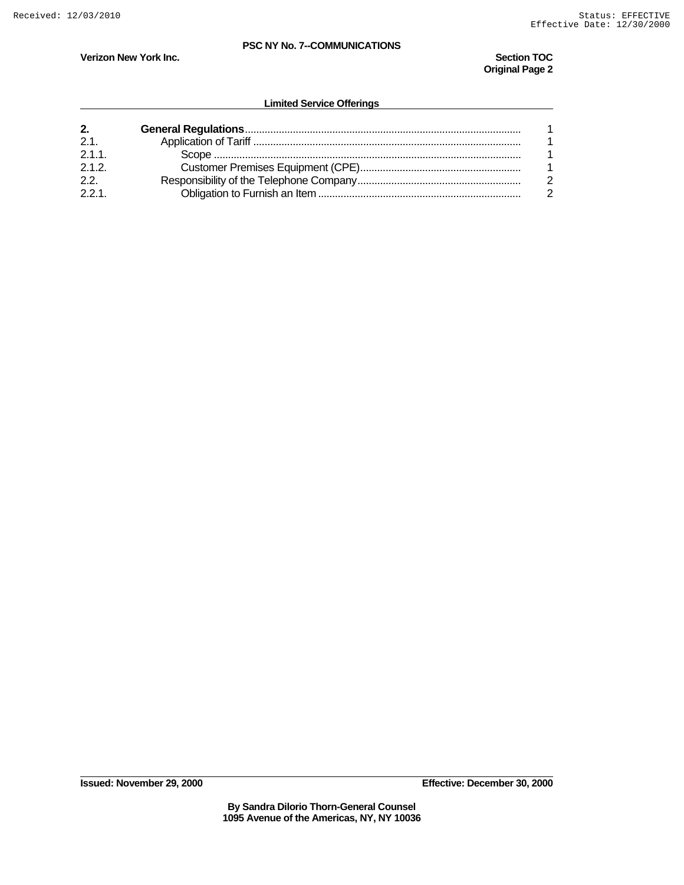**Limited Service Offerings**

| | | |
|---|---|---|
| **2.** | **General Regulations** | 1 |
| 2.1. | Application of Tariff | 1 |
| 2.1.1. | Scope | 1 |
| 2.1.2. | Customer Premises Equipment (CPE) | 1 |
| 2.2. | Responsibility of the Telephone Company | 2 |
| 2.2.1. | Obligation to Furnish an Item | 2 |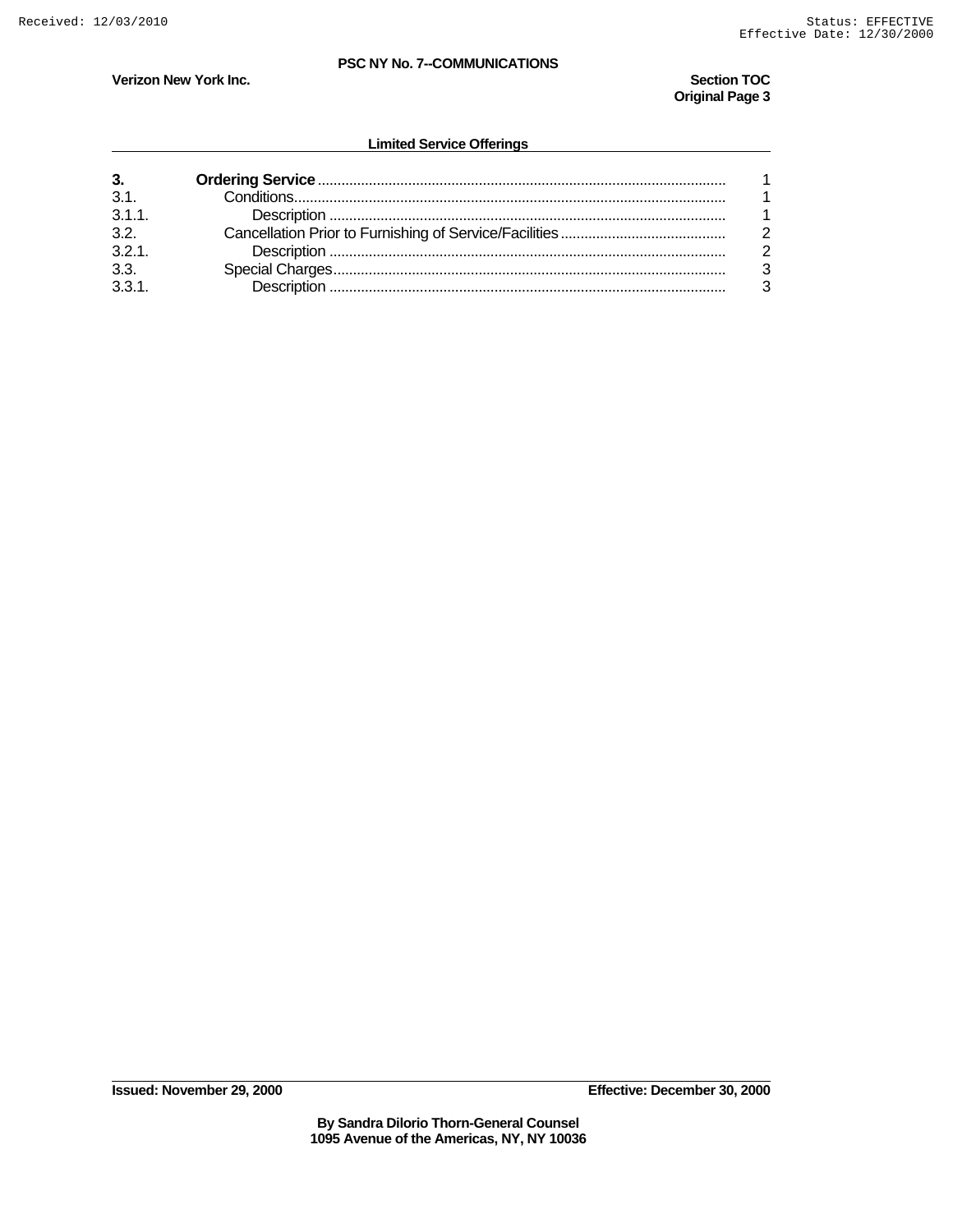**Limited Service Offerings**

| | | |
|---|---|---|
| **3.** | **Ordering Service** | 1 |
| 3.1. | Conditions | 1 |
| 3.1.1. | Description | 1 |
| 3.2. | Cancellation Prior to Furnishing of Service/Facilities | 2 |
| 3.2.1. | Description | 2 |
| 3.3. | Special Charges | 3 |
| 3.3.1. | Description | 3 |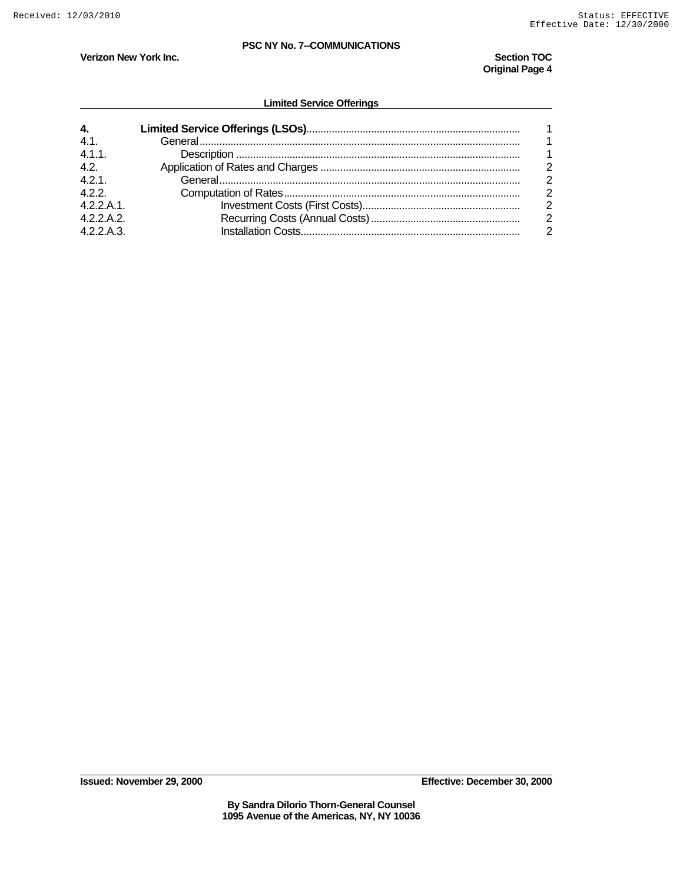**PSC NY No. 7--COMMUNICATIONS**

**Verizon New York Inc.** **Section TOC**
**Original Page 4**

**Limited Service Offerings**

| | | |
|---|---|---|
| **4.** | **Limited Service Offerings (LSOs)** | 1 |
| 4.1. | General | 1 |
| 4.1.1. | Description | 1 |
| 4.2. | Application of Rates and Charges | 2 |
| 4.2.1. | General | 2 |
| 4.2.2. | Computation of Rates | 2 |
| 4.2.2.A.1. | Investment Costs (First Costs) | 2 |
| 4.2.2.A.2. | Recurring Costs (Annual Costs) | 2 |
| 4.2.2.A.3. | Installation Costs | 2 |

**Issued: November 29, 2000** **Effective: December 30, 2000**

**By Sandra Dilorio Thorn-General Counsel**
**1095 Avenue of the Americas, NY, NY 10036**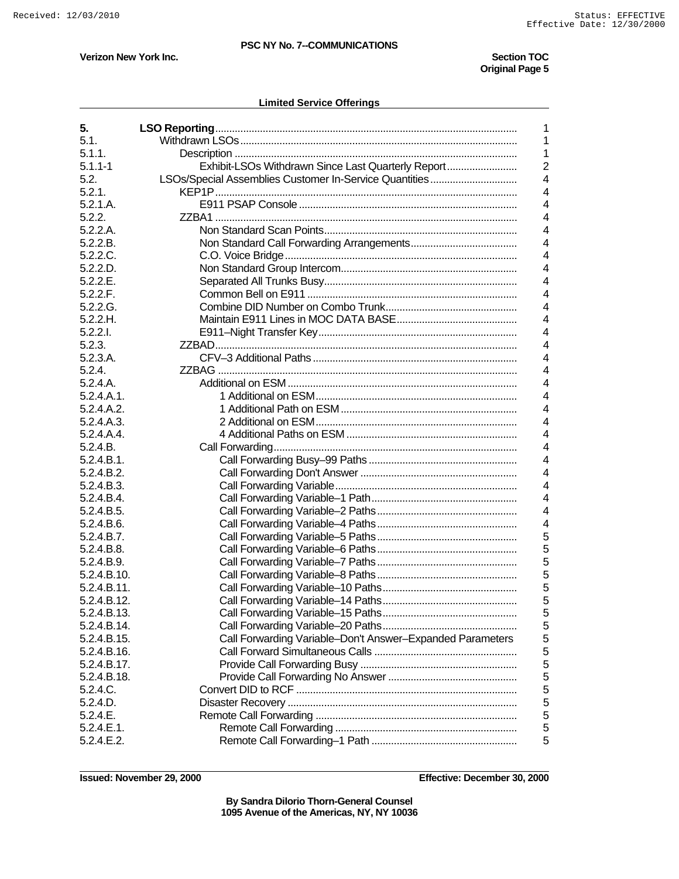PSC NY No. 7--COMMUNICATIONS

Verizon New York Inc.

Section TOC
Original Page 5

**Limited Service Offerings**

| | | |
|---|---|---|
| **5.** | **LSO Reporting** | 1 |
| 5.1. | Withdrawn LSOs | 1 |
| 5.1.1. | Description | 1 |
| 5.1.1-1 | Exhibit-LSOs Withdrawn Since Last Quarterly Report | 2 |
| 5.2. | LSOs/Special Assemblies Customer In-Service Quantities | 4 |
| 5.2.1. | KEP1P | 4 |
| 5.2.1.A. | E911 PSAP Console | 4 |
| 5.2.2. | ZZBA1 | 4 |
| 5.2.2.A. | Non Standard Scan Points | 4 |
| 5.2.2.B. | Non Standard Call Forwarding Arrangements | 4 |
| 5.2.2.C. | C.O. Voice Bridge | 4 |
| 5.2.2.D. | Non Standard Group Intercom | 4 |
| 5.2.2.E. | Separated All Trunks Busy | 4 |
| 5.2.2.F. | Common Bell on E911 | 4 |
| 5.2.2.G. | Combine DID Number on Combo Trunk | 4 |
| 5.2.2.H. | Maintain E911 Lines in MOC DATA BASE | 4 |
| 5.2.2.I. | E911–Night Transfer Key | 4 |
| 5.2.3. | ZZBAD | 4 |
| 5.2.3.A. | CFV–3 Additional Paths | 4 |
| 5.2.4. | ZZBAG | 4 |
| 5.2.4.A. | Additional on ESM | 4 |
| 5.2.4.A.1. | 1 Additional on ESM | 4 |
| 5.2.4.A.2. | 1 Additional Path on ESM | 4 |
| 5.2.4.A.3. | 2 Additional on ESM | 4 |
| 5.2.4.A.4. | 4 Additional Paths on ESM | 4 |
| 5.2.4.B. | Call Forwarding | 4 |
| 5.2.4.B.1. | Call Forwarding Busy–99 Paths | 4 |
| 5.2.4.B.2. | Call Forwarding Don't Answer | 4 |
| 5.2.4.B.3. | Call Forwarding Variable | 4 |
| 5.2.4.B.4. | Call Forwarding Variable–1 Path | 4 |
| 5.2.4.B.5. | Call Forwarding Variable–2 Paths | 4 |
| 5.2.4.B.6. | Call Forwarding Variable–4 Paths | 4 |
| 5.2.4.B.7. | Call Forwarding Variable–5 Paths | 5 |
| 5.2.4.B.8. | Call Forwarding Variable–6 Paths | 5 |
| 5.2.4.B.9. | Call Forwarding Variable–7 Paths | 5 |
| 5.2.4.B.10. | Call Forwarding Variable–8 Paths | 5 |
| 5.2.4.B.11. | Call Forwarding Variable–10 Paths | 5 |
| 5.2.4.B.12. | Call Forwarding Variable–14 Paths | 5 |
| 5.2.4.B.13. | Call Forwarding Variable–15 Paths | 5 |
| 5.2.4.B.14. | Call Forwarding Variable–20 Paths | 5 |
| 5.2.4.B.15. | Call Forwarding Variable–Don't Answer–Expanded Parameters | 5 |
| 5.2.4.B.16. | Call Forward Simultaneous Calls | 5 |
| 5.2.4.B.17. | Provide Call Forwarding Busy | 5 |
| 5.2.4.B.18. | Provide Call Forwarding No Answer | 5 |
| 5.2.4.C. | Convert DID to RCF | 5 |
| 5.2.4.D. | Disaster Recovery | 5 |
| 5.2.4.E. | Remote Call Forwarding | 5 |
| 5.2.4.E.1. | Remote Call Forwarding | 5 |
| 5.2.4.E.2. | Remote Call Forwarding–1 Path | 5 |

Issued: November 29, 2000 Effective: December 30, 2000

By Sandra Dilorio Thorn-General Counsel
1095 Avenue of the Americas, NY, NY 10036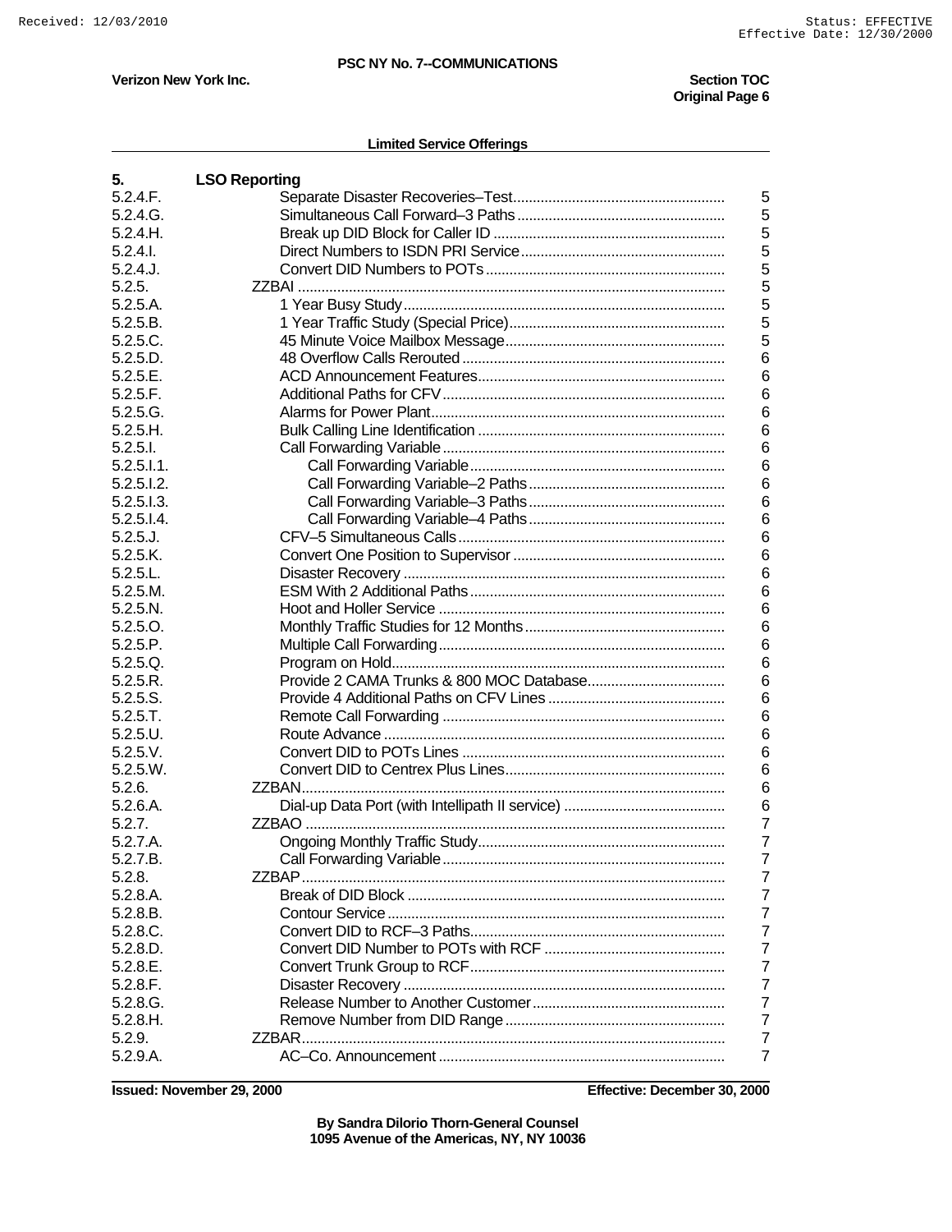PSC NY No. 7--COMMUNICATIONS

Verizon New York Inc.

Section TOC
Original Page 6

## Limited Service Offerings

| | | |
|---|---|---|
| **5.** | **LSO Reporting** | |
| 5.2.4.F. | Separate Disaster Recoveries–Test | 5 |
| 5.2.4.G. | Simultaneous Call Forward–3 Paths | 5 |
| 5.2.4.H. | Break up DID Block for Caller ID | 5 |
| 5.2.4.I. | Direct Numbers to ISDN PRI Service | 5 |
| 5.2.4.J. | Convert DID Numbers to POTs | 5 |
| 5.2.5. | ZZBAI | 5 |
| 5.2.5.A. | 1 Year Busy Study | 5 |
| 5.2.5.B. | 1 Year Traffic Study (Special Price) | 5 |
| 5.2.5.C. | 45 Minute Voice Mailbox Message | 5 |
| 5.2.5.D. | 48 Overflow Calls Rerouted | 6 |
| 5.2.5.E. | ACD Announcement Features | 6 |
| 5.2.5.F. | Additional Paths for CFV | 6 |
| 5.2.5.G. | Alarms for Power Plant | 6 |
| 5.2.5.H. | Bulk Calling Line Identification | 6 |
| 5.2.5.I. | Call Forwarding Variable | 6 |
| 5.2.5.I.1. | Call Forwarding Variable | 6 |
| 5.2.5.I.2. | Call Forwarding Variable–2 Paths | 6 |
| 5.2.5.I.3. | Call Forwarding Variable–3 Paths | 6 |
| 5.2.5.I.4. | Call Forwarding Variable–4 Paths | 6 |
| 5.2.5.J. | CFV–5 Simultaneous Calls | 6 |
| 5.2.5.K. | Convert One Position to Supervisor | 6 |
| 5.2.5.L. | Disaster Recovery | 6 |
| 5.2.5.M. | ESM With 2 Additional Paths | 6 |
| 5.2.5.N. | Hoot and Holler Service | 6 |
| 5.2.5.O. | Monthly Traffic Studies for 12 Months | 6 |
| 5.2.5.P. | Multiple Call Forwarding | 6 |
| 5.2.5.Q. | Program on Hold | 6 |
| 5.2.5.R. | Provide 2 CAMA Trunks & 800 MOC Database | 6 |
| 5.2.5.S. | Provide 4 Additional Paths on CFV Lines | 6 |
| 5.2.5.T. | Remote Call Forwarding | 6 |
| 5.2.5.U. | Route Advance | 6 |
| 5.2.5.V. | Convert DID to POTs Lines | 6 |
| 5.2.5.W. | Convert DID to Centrex Plus Lines | 6 |
| 5.2.6. | ZZBAN | 6 |
| 5.2.6.A. | Dial-up Data Port (with Intellipath II service) | 6 |
| 5.2.7. | ZZBAO | 7 |
| 5.2.7.A. | Ongoing Monthly Traffic Study | 7 |
| 5.2.7.B. | Call Forwarding Variable | 7 |
| 5.2.8. | ZZBAP | 7 |
| 5.2.8.A. | Break of DID Block | 7 |
| 5.2.8.B. | Contour Service | 7 |
| 5.2.8.C. | Convert DID to RCF–3 Paths | 7 |
| 5.2.8.D. | Convert DID Number to POTs with RCF | 7 |
| 5.2.8.E. | Convert Trunk Group to RCF | 7 |
| 5.2.8.F. | Disaster Recovery | 7 |
| 5.2.8.G. | Release Number to Another Customer | 7 |
| 5.2.8.H. | Remove Number from DID Range | 7 |
| 5.2.9. | ZZBAR | 7 |
| 5.2.9.A. | AC–Co. Announcement | 7 |

Issued: November 29, 2000

Effective: December 30, 2000

By Sandra Dilorio Thorn-General Counsel
1095 Avenue of the Americas, NY, NY 10036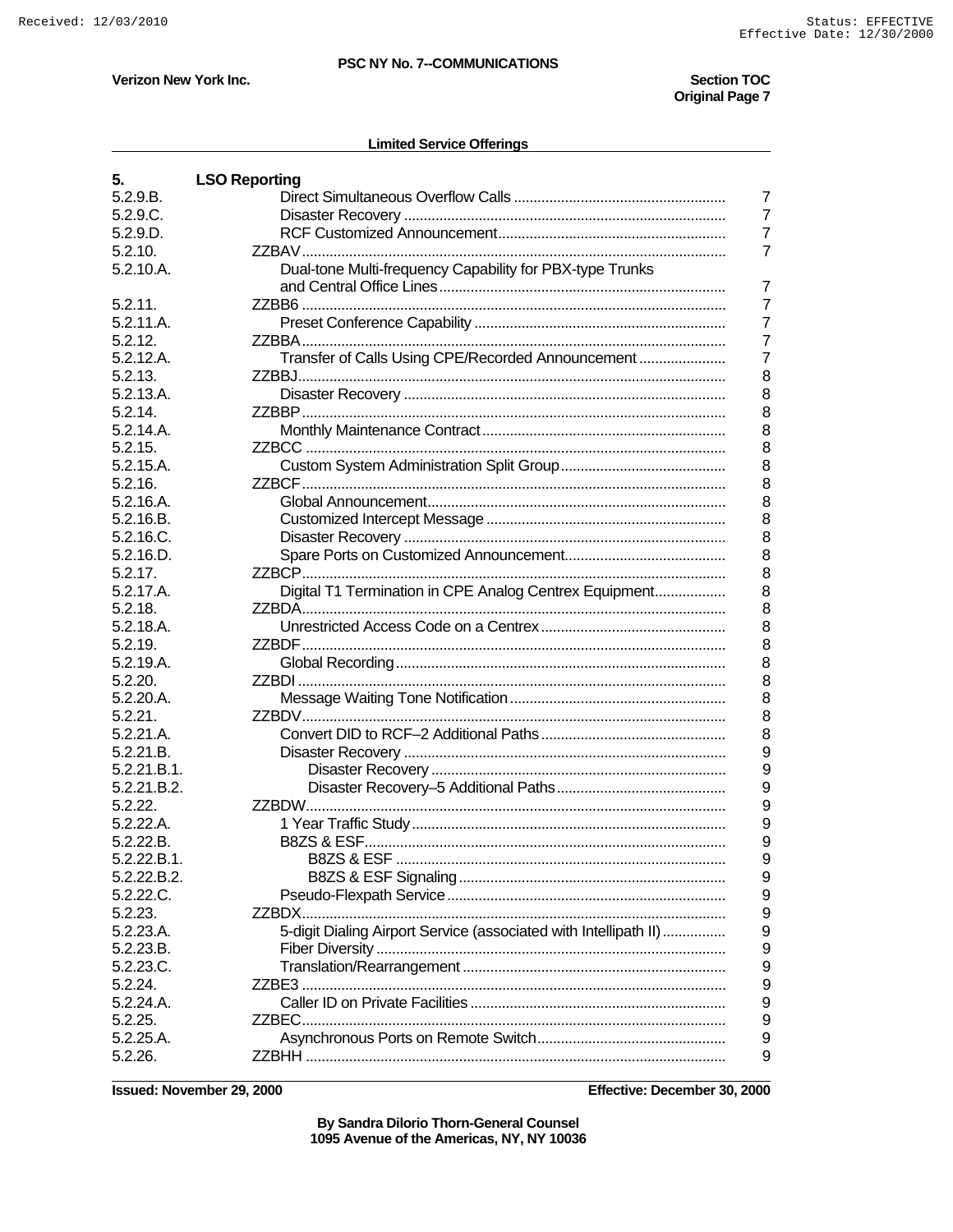**PSC NY No. 7--COMMUNICATIONS**

**Verizon New York Inc.**

**Section TOC**
**Original Page 7**

**Limited Service Offerings**

| **5.** | **LSO Reporting** | |
|---|---|---|
| 5.2.9.B. | Direct Simultaneous Overflow Calls | 7 |
| 5.2.9.C. | Disaster Recovery | 7 |
| 5.2.9.D. | RCF Customized Announcement | 7 |
| 5.2.10. | ZZBAV | 7 |
| 5.2.10.A. | Dual-tone Multi-frequency Capability for PBX-type Trunks and Central Office Lines | 7 |
| 5.2.11. | ZZBB6 | 7 |
| 5.2.11.A. | Preset Conference Capability | 7 |
| 5.2.12. | ZZBBA | 7 |
| 5.2.12.A. | Transfer of Calls Using CPE/Recorded Announcement | 7 |
| 5.2.13. | ZZBBJ | 8 |
| 5.2.13.A. | Disaster Recovery | 8 |
| 5.2.14. | ZZBBP | 8 |
| 5.2.14.A. | Monthly Maintenance Contract | 8 |
| 5.2.15. | ZZBCC | 8 |
| 5.2.15.A. | Custom System Administration Split Group | 8 |
| 5.2.16. | ZZBCF | 8 |
| 5.2.16.A. | Global Announcement | 8 |
| 5.2.16.B. | Customized Intercept Message | 8 |
| 5.2.16.C. | Disaster Recovery | 8 |
| 5.2.16.D. | Spare Ports on Customized Announcement | 8 |
| 5.2.17. | ZZBCP | 8 |
| 5.2.17.A. | Digital T1 Termination in CPE Analog Centrex Equipment | 8 |
| 5.2.18. | ZZBDA | 8 |
| 5.2.18.A. | Unrestricted Access Code on a Centrex | 8 |
| 5.2.19. | ZZBDF | 8 |
| 5.2.19.A. | Global Recording | 8 |
| 5.2.20. | ZZBDI | 8 |
| 5.2.20.A. | Message Waiting Tone Notification | 8 |
| 5.2.21. | ZZBDV | 8 |
| 5.2.21.A. | Convert DID to RCF–2 Additional Paths | 8 |
| 5.2.21.B. | Disaster Recovery | 9 |
| 5.2.21.B.1. | Disaster Recovery | 9 |
| 5.2.21.B.2. | Disaster Recovery–5 Additional Paths | 9 |
| 5.2.22. | ZZBDW | 9 |
| 5.2.22.A. | 1 Year Traffic Study | 9 |
| 5.2.22.B. | B8ZS & ESF | 9 |
| 5.2.22.B.1. | B8ZS & ESF | 9 |
| 5.2.22.B.2. | B8ZS & ESF Signaling | 9 |
| 5.2.22.C. | Pseudo-Flexpath Service | 9 |
| 5.2.23. | ZZBDX | 9 |
| 5.2.23.A. | 5-digit Dialing Airport Service (associated with Intellipath II) | 9 |
| 5.2.23.B. | Fiber Diversity | 9 |
| 5.2.23.C. | Translation/Rearrangement | 9 |
| 5.2.24. | ZZBE3 | 9 |
| 5.2.24.A. | Caller ID on Private Facilities | 9 |
| 5.2.25. | ZZBEC | 9 |
| 5.2.25.A. | Asynchronous Ports on Remote Switch | 9 |
| 5.2.26. | ZZBHH | 9 |

**Issued: November 29, 2000** **Effective: December 30, 2000**

**By Sandra Dilorio Thorn-General Counsel**
**1095 Avenue of the Americas, NY, NY 10036**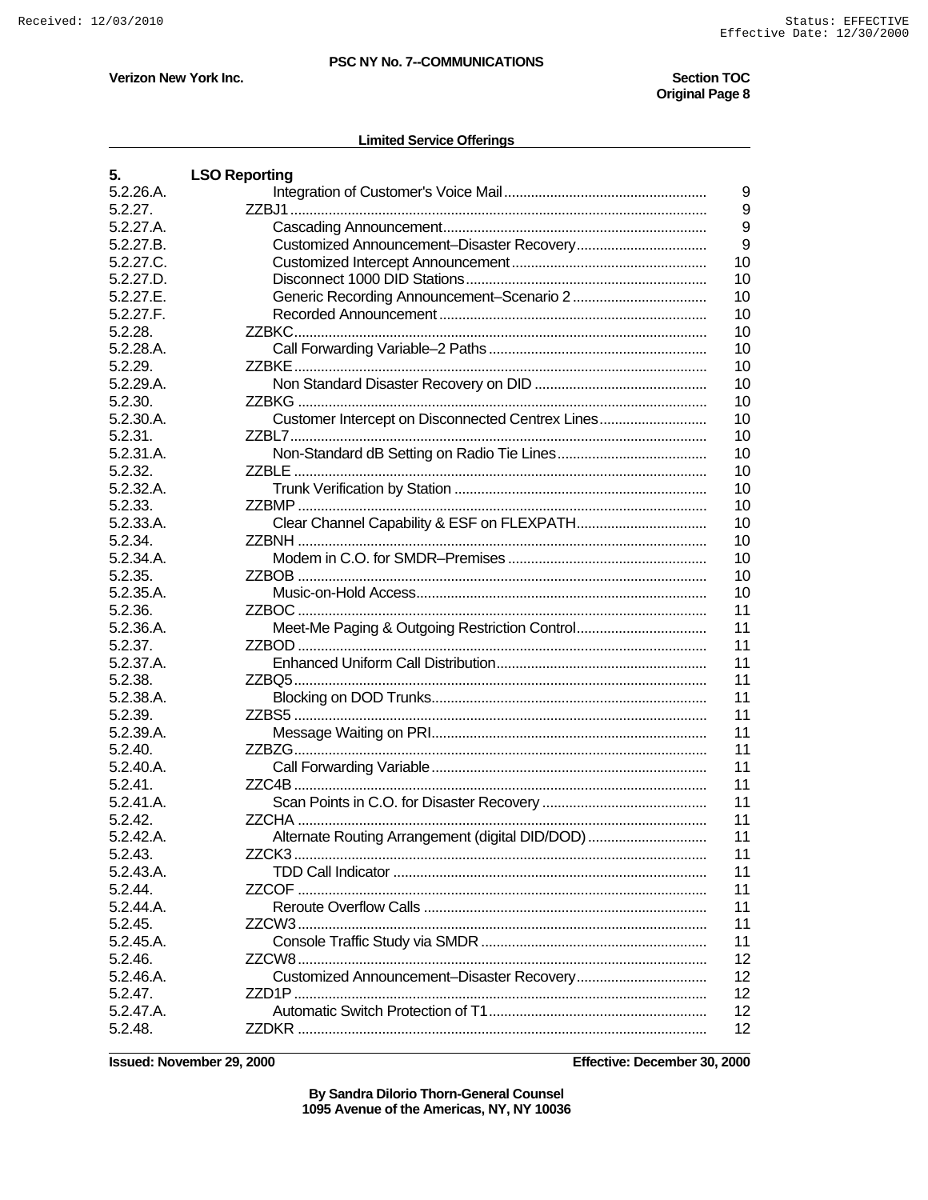**Limited Service Offerings**

**5. LSO Reporting**

| | | |
|---|---|---|
| 5.2.26.A. | Integration of Customer's Voice Mail | 9 |
| 5.2.27. | ZZBJ1 | 9 |
| 5.2.27.A. | Cascading Announcement | 9 |
| 5.2.27.B. | Customized Announcement–Disaster Recovery | 9 |
| 5.2.27.C. | Customized Intercept Announcement | 10 |
| 5.2.27.D. | Disconnect 1000 DID Stations | 10 |
| 5.2.27.E. | Generic Recording Announcement–Scenario 2 | 10 |
| 5.2.27.F. | Recorded Announcement | 10 |
| 5.2.28. | ZZBKC | 10 |
| 5.2.28.A. | Call Forwarding Variable–2 Paths | 10 |
| 5.2.29. | ZZBKE | 10 |
| 5.2.29.A. | Non Standard Disaster Recovery on DID | 10 |
| 5.2.30. | ZZBKG | 10 |
| 5.2.30.A. | Customer Intercept on Disconnected Centrex Lines | 10 |
| 5.2.31. | ZZBL7 | 10 |
| 5.2.31.A. | Non-Standard dB Setting on Radio Tie Lines | 10 |
| 5.2.32. | ZZBLE | 10 |
| 5.2.32.A. | Trunk Verification by Station | 10 |
| 5.2.33. | ZZBMP | 10 |
| 5.2.33.A. | Clear Channel Capability & ESF on FLEXPATH | 10 |
| 5.2.34. | ZZBNH | 10 |
| 5.2.34.A. | Modem in C.O. for SMDR–Premises | 10 |
| 5.2.35. | ZZBOB | 10 |
| 5.2.35.A. | Music-on-Hold Access | 10 |
| 5.2.36. | ZZBOC | 11 |
| 5.2.36.A. | Meet-Me Paging & Outgoing Restriction Control | 11 |
| 5.2.37. | ZZBOD | 11 |
| 5.2.37.A. | Enhanced Uniform Call Distribution | 11 |
| 5.2.38. | ZZBQ5 | 11 |
| 5.2.38.A. | Blocking on DOD Trunks | 11 |
| 5.2.39. | ZZBS5 | 11 |
| 5.2.39.A. | Message Waiting on PRI | 11 |
| 5.2.40. | ZZBZG | 11 |
| 5.2.40.A. | Call Forwarding Variable | 11 |
| 5.2.41. | ZZC4B | 11 |
| 5.2.41.A. | Scan Points in C.O. for Disaster Recovery | 11 |
| 5.2.42. | ZZCHA | 11 |
| 5.2.42.A. | Alternate Routing Arrangement (digital DID/DOD) | 11 |
| 5.2.43. | ZZCK3 | 11 |
| 5.2.43.A. | TDD Call Indicator | 11 |
| 5.2.44. | ZZCOF | 11 |
| 5.2.44.A. | Reroute Overflow Calls | 11 |
| 5.2.45. | ZZCW3 | 11 |
| 5.2.45.A. | Console Traffic Study via SMDR | 11 |
| 5.2.46. | ZZCW8 | 12 |
| 5.2.46.A. | Customized Announcement–Disaster Recovery | 12 |
| 5.2.47. | ZZD1P | 12 |
| 5.2.47.A. | Automatic Switch Protection of T1 | 12 |
| 5.2.48. | ZZDKR | 12 |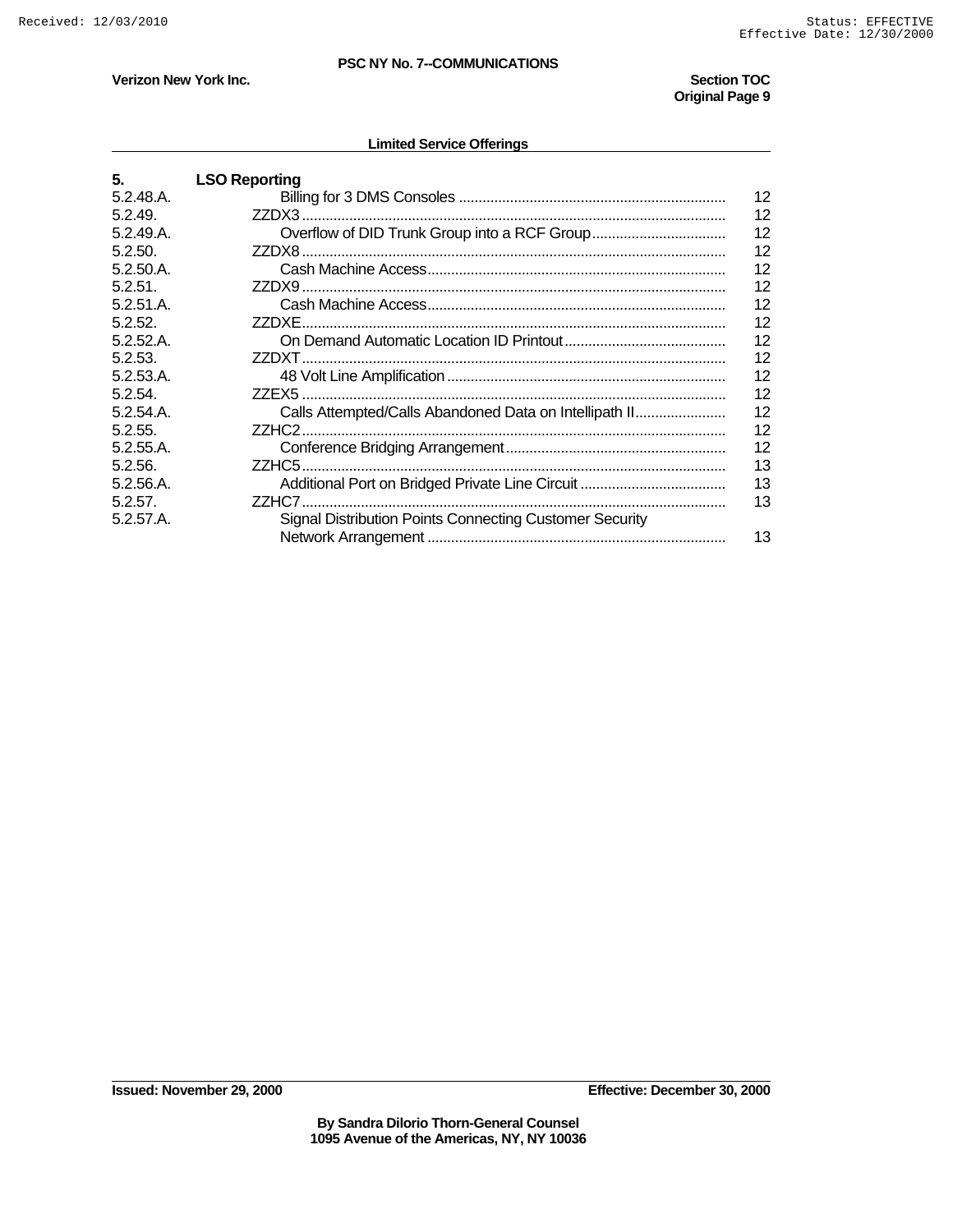**Limited Service Offerings**

## 5. LSO Reporting

| Section | Title | Page |
|---|---|---|
| 5.2.48.A. | Billing for 3 DMS Consoles | 12 |
| 5.2.49. | ZZDX3 | 12 |
| 5.2.49.A. | Overflow of DID Trunk Group into a RCF Group | 12 |
| 5.2.50. | ZZDX8 | 12 |
| 5.2.50.A. | Cash Machine Access | 12 |
| 5.2.51. | ZZDX9 | 12 |
| 5.2.51.A. | Cash Machine Access | 12 |
| 5.2.52. | ZZDXE | 12 |
| 5.2.52.A. | On Demand Automatic Location ID Printout | 12 |
| 5.2.53. | ZZDXT | 12 |
| 5.2.53.A. | 48 Volt Line Amplification | 12 |
| 5.2.54. | ZZEX5 | 12 |
| 5.2.54.A. | Calls Attempted/Calls Abandoned Data on Intellipath II | 12 |
| 5.2.55. | ZZHC2 | 12 |
| 5.2.55.A. | Conference Bridging Arrangement | 12 |
| 5.2.56. | ZZHC5 | 13 |
| 5.2.56.A. | Additional Port on Bridged Private Line Circuit | 13 |
| 5.2.57. | ZZHC7 | 13 |
| 5.2.57.A. | Signal Distribution Points Connecting Customer Security Network Arrangement | 13 |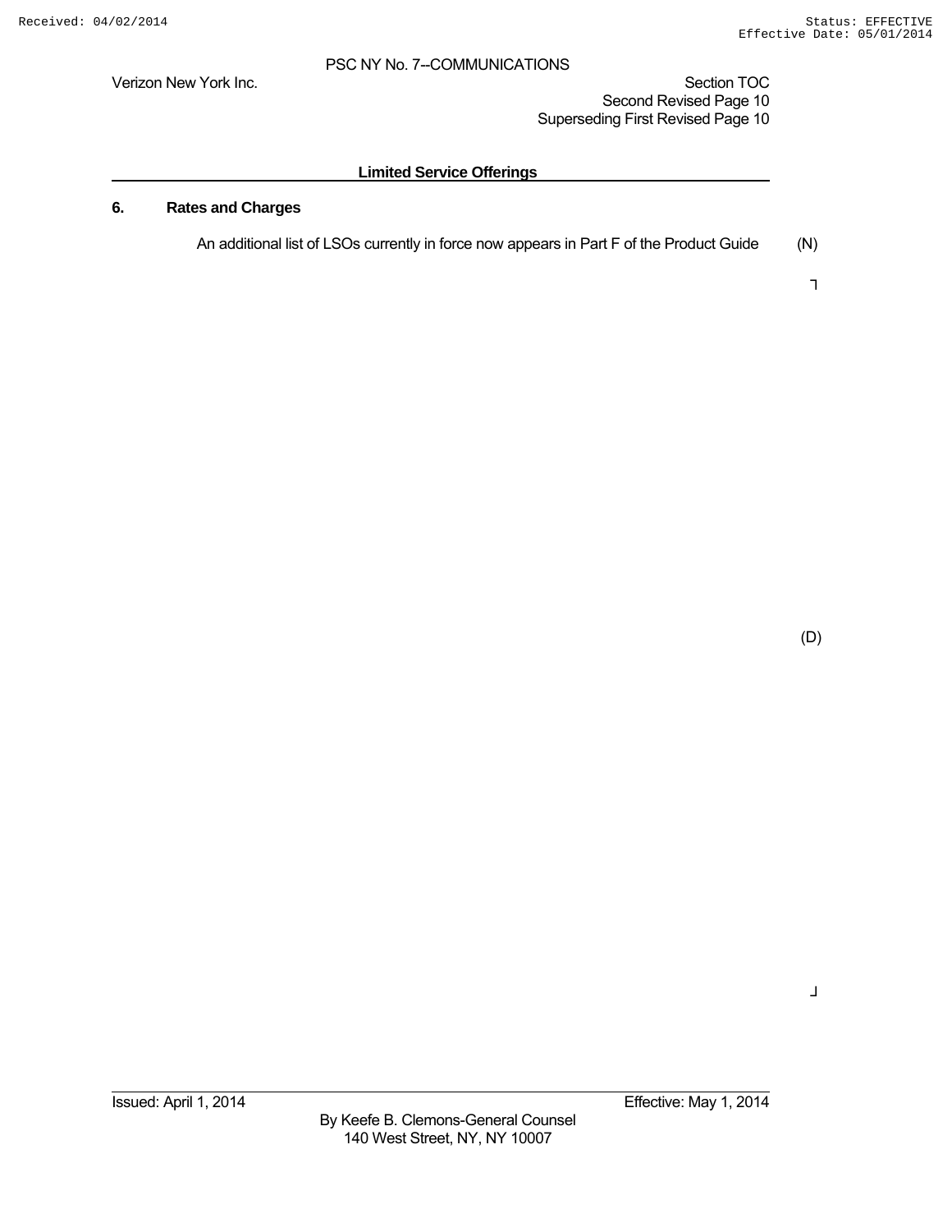Verizon New York Inc.

PSC NY No. 7--COMMUNICATIONS

Section TOC
Second Revised Page 10
Superseding First Revised Page 10

**Limited Service Offerings**

## 6. Rates and Charges

An additional list of LSOs currently in force now appears in Part F of the Product Guide (N)

(D)

Issued: April 1, 2014

Effective: May 1, 2014

By Keefe B. Clemons-General Counsel
140 West Street, NY, NY 10007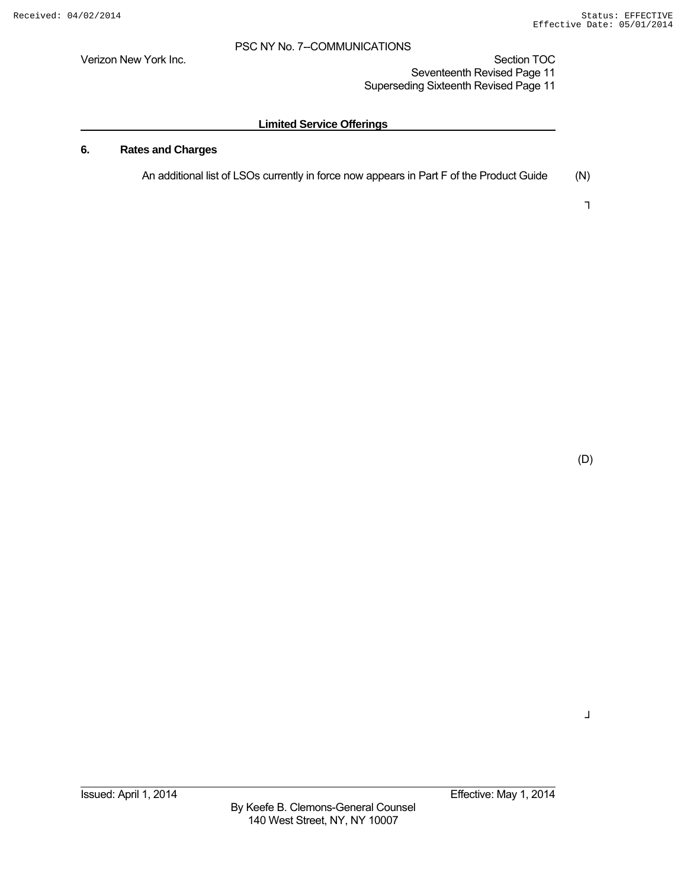## Limited Service Offerings

### 6. Rates and Charges

An additional list of LSOs currently in force now appears in Part F of the Product Guide (N)

(D)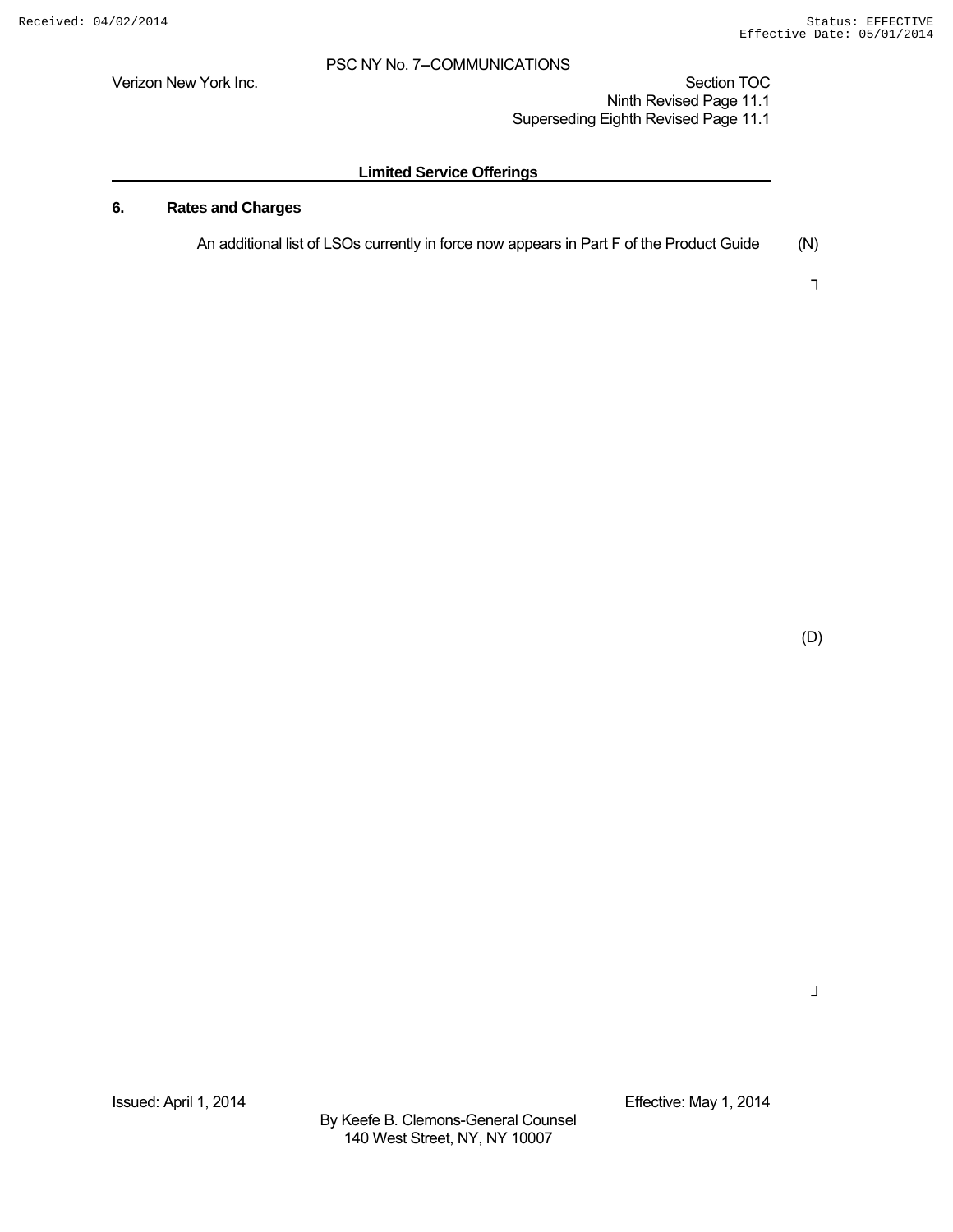PSC NY No. 7--COMMUNICATIONS

Verizon New York Inc.

Section TOC
Ninth Revised Page 11.1
Superseding Eighth Revised Page 11.1

## Limited Service Offerings

### 6. Rates and Charges

An additional list of LSOs currently in force now appears in Part F of the Product Guide (N)

(D)

Issued: April 1, 2014

Effective: May 1, 2014

By Keefe B. Clemons-General Counsel
140 West Street, NY, NY 10007